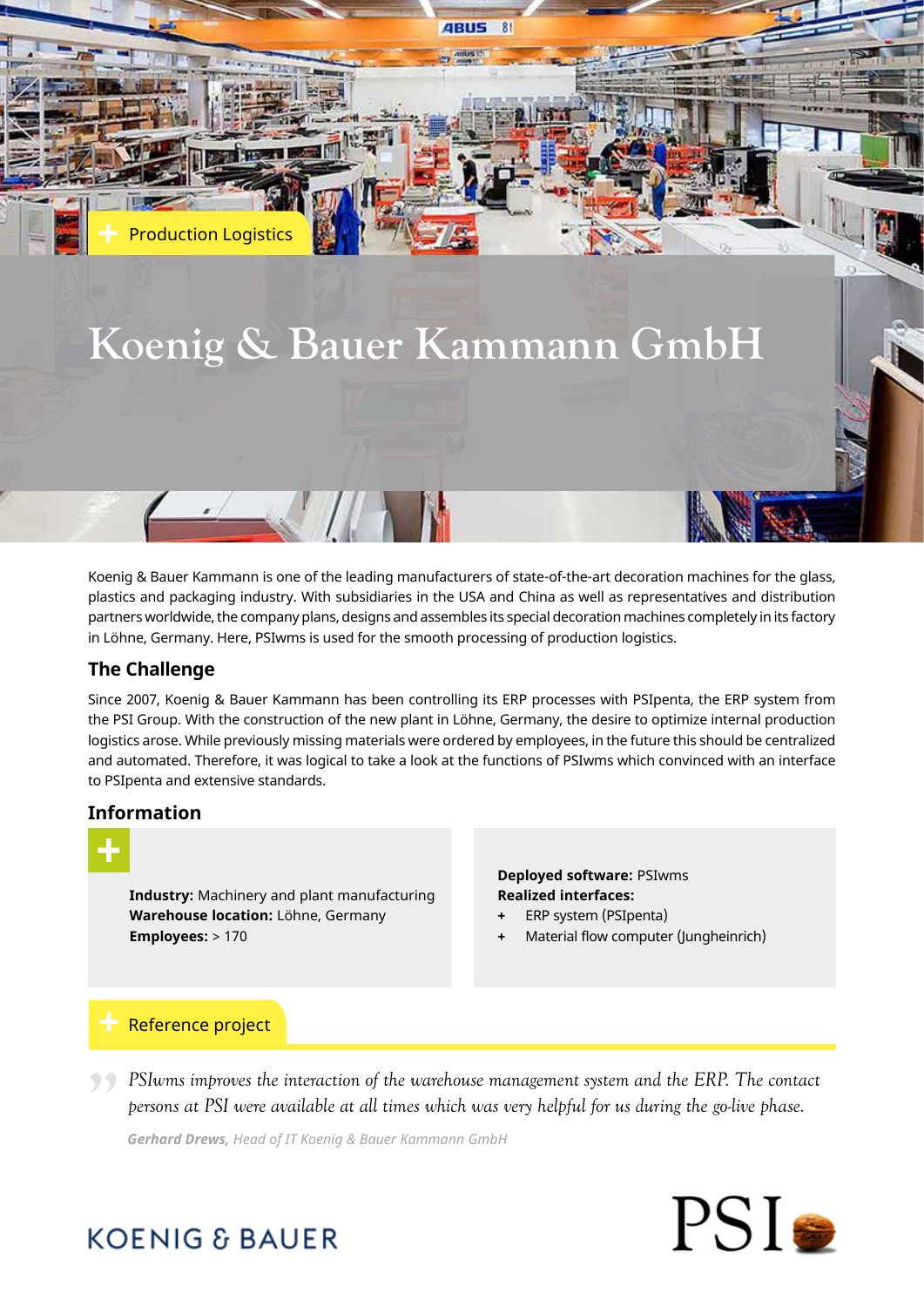Production Logistics

# Koenig & Bauer Kammann GmbH

Koenig & Bauer Kammann is one of the leading manufacturers of state-of-the-art decoration machines for the glass, plastics and packaging industry. With subsidiaries in the USA and China as well as representatives and distribution partners worldwide, the company plans, designs and assembles its special decoration machines completely in its factory in Löhne, Germany. Here, PSIwms is used for the smooth processing of production logistics.

## The Challenge

Since 2007, Koenig & Bauer Kammann has been controlling its ERP processes with PSIpenta, the ERP system from the PSI Group. With the construction of the new plant in Löhne, Germany, the desire to optimize internal production logistics arose. While previously missing materials were ordered by employees, in the future this should be centralized and automated. Therefore, it was logical to take a look at the functions of PSIwms which convinced with an interface to PSIpenta and extensive standards.

## Information

**Industry:** Machinery and plant manufacturing
**Warehouse location:** Löhne, Germany
**Employees:** > 170

**Deployed software:** PSIwms
**Realized interfaces:**

- ERP system (PSIpenta)
- Material flow computer (Jungheinrich)

Reference project

> *PSIwms improves the interaction of the warehouse management system and the ERP. The contact persons at PSI were available at all times which was very helpful for us during the go-live phase.*
>
> ***Gerhard Drews,*** *Head of IT Koenig & Bauer Kammann GmbH*

KOENIG & BAUER

PSI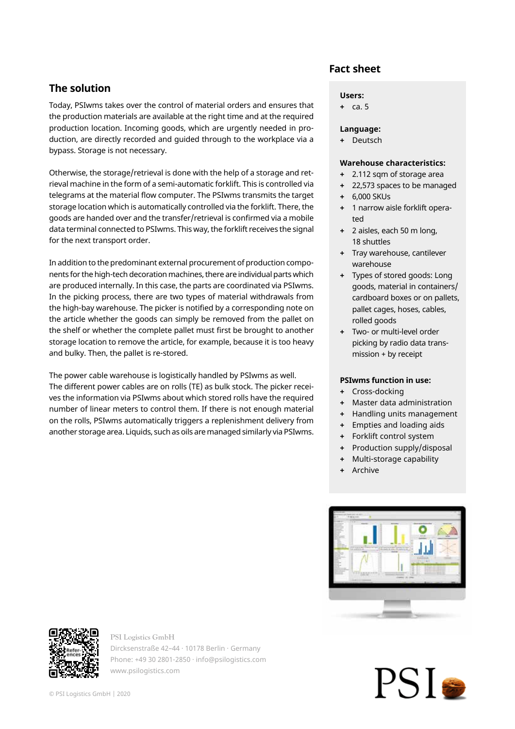## The solution

Today, PSIwms takes over the control of material orders and ensures that the production materials are available at the right time and at the required production location. Incoming goods, which are urgently needed in production, are directly recorded and guided through to the workplace via a bypass. Storage is not necessary.

Otherwise, the storage/retrieval is done with the help of a storage and retrieval machine in the form of a semi-automatic forklift. This is controlled via telegrams at the material flow computer. The PSIwms transmits the target storage location which is automatically controlled via the forklift. There, the goods are handed over and the transfer/retrieval is confirmed via a mobile data terminal connected to PSIwms. This way, the forklift receives the signal for the next transport order.

In addition to the predominant external procurement of production components for the high-tech decoration machines, there are individual parts which are produced internally. In this case, the parts are coordinated via PSIwms. In the picking process, there are two types of material withdrawals from the high-bay warehouse. The picker is notified by a corresponding note on the article whether the goods can simply be removed from the pallet on the shelf or whether the complete pallet must first be brought to another storage location to remove the article, for example, because it is too heavy and bulky. Then, the pallet is re-stored.

The power cable warehouse is logistically handled by PSIwms as well. The different power cables are on rolls (TE) as bulk stock. The picker receives the information via PSIwms about which stored rolls have the required number of linear meters to control them. If there is not enough material on the rolls, PSIwms automatically triggers a replenishment delivery from another storage area. Liquids, such as oils are managed similarly via PSIwms.

## Fact sheet

**Users:**
- ca. 5

**Language:**
- Deutsch

**Warehouse characteristics:**
- 2.112 sqm of storage area
- 22,573 spaces to be managed
- 6,000 SKUs
- 1 narrow aisle forklift operated
- 2 aisles, each 50 m long, 18 shuttles
- Tray warehouse, cantilever warehouse
- Types of stored goods: Long goods, material in containers/ cardboard boxes or on pallets, pallet cages, hoses, cables, rolled goods
- Two- or multi-level order picking by radio data transmission + by receipt

**PSIwms function in use:**
- Cross-docking
- Master data administration
- Handling units management
- Empties and loading aids
- Forklift control system
- Production supply/disposal
- Multi-storage capability
- Archive

PSI Logistics GmbH
Dircksenstraße 42–44 · 10178 Berlin · Germany
Phone: +49 30 2801-2850 · info@psilogistics.com
www.psilogistics.com

© PSI Logistics GmbH | 2020